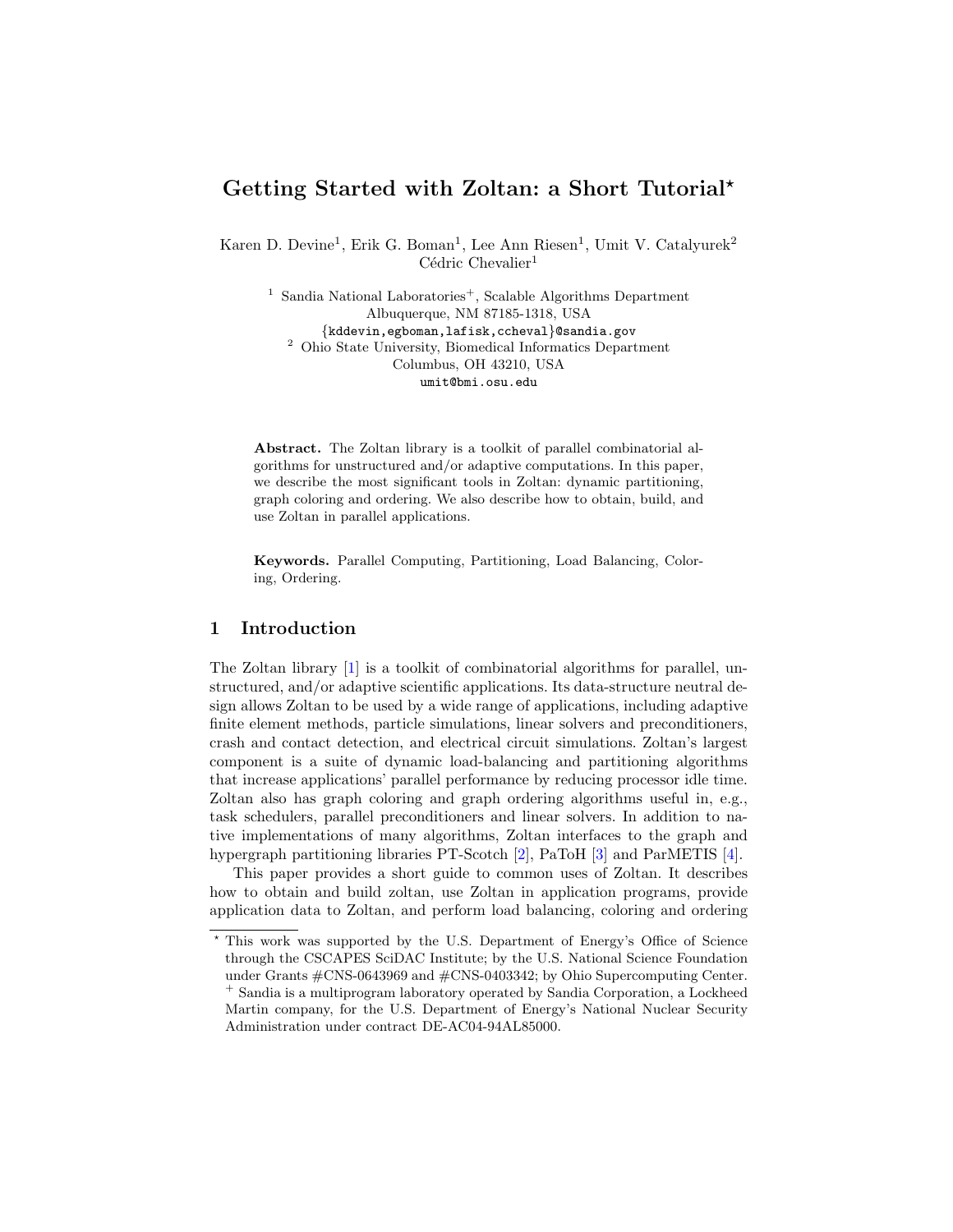# Getting Started with Zoltan: a Short Tutorial*

Karen D. Devine[1], Erik G. Boman[1], Lee Ann Riesen[1], Umit V. Catalyurek[2]
Cédric Chevalier[1]

[1] Sandia National Laboratories+, Scalable Algorithms Department
Albuquerque, NM 87185-1318, USA
{kddevin,egboman,lafisk,ccheval}@sandia.gov
[2] Ohio State University, Biomedical Informatics Department
Columbus, OH 43210, USA
umit@bmi.osu.edu

**Abstract.** The Zoltan library is a toolkit of parallel combinatorial algorithms for unstructured and/or adaptive computations. In this paper, we describe the most significant tools in Zoltan: dynamic partitioning, graph coloring and ordering. We also describe how to obtain, build, and use Zoltan in parallel applications.

**Keywords.** Parallel Computing, Partitioning, Load Balancing, Coloring, Ordering.

## 1 Introduction

The Zoltan library [1] is a toolkit of combinatorial algorithms for parallel, unstructured, and/or adaptive scientific applications. Its data-structure neutral design allows Zoltan to be used by a wide range of applications, including adaptive finite element methods, particle simulations, linear solvers and preconditioners, crash and contact detection, and electrical circuit simulations. Zoltan's largest component is a suite of dynamic load-balancing and partitioning algorithms that increase applications' parallel performance by reducing processor idle time. Zoltan also has graph coloring and graph ordering algorithms useful in, e.g., task schedulers, parallel preconditioners and linear solvers. In addition to native implementations of many algorithms, Zoltan interfaces to the graph and hypergraph partitioning libraries PT-Scotch [2], PaToH [3] and ParMETIS [4].

This paper provides a short guide to common uses of Zoltan. It describes how to obtain and build zoltan, use Zoltan in application programs, provide application data to Zoltan, and perform load balancing, coloring and ordering

* This work was supported by the U.S. Department of Energy's Office of Science through the CSCAPES SciDAC Institute; by the U.S. National Science Foundation under Grants #CNS-0643969 and #CNS-0403342; by Ohio Supercomputing Center.
+ Sandia is a multiprogram laboratory operated by Sandia Corporation, a Lockheed Martin company, for the U.S. Department of Energy's National Nuclear Security Administration under contract DE-AC04-94AL85000.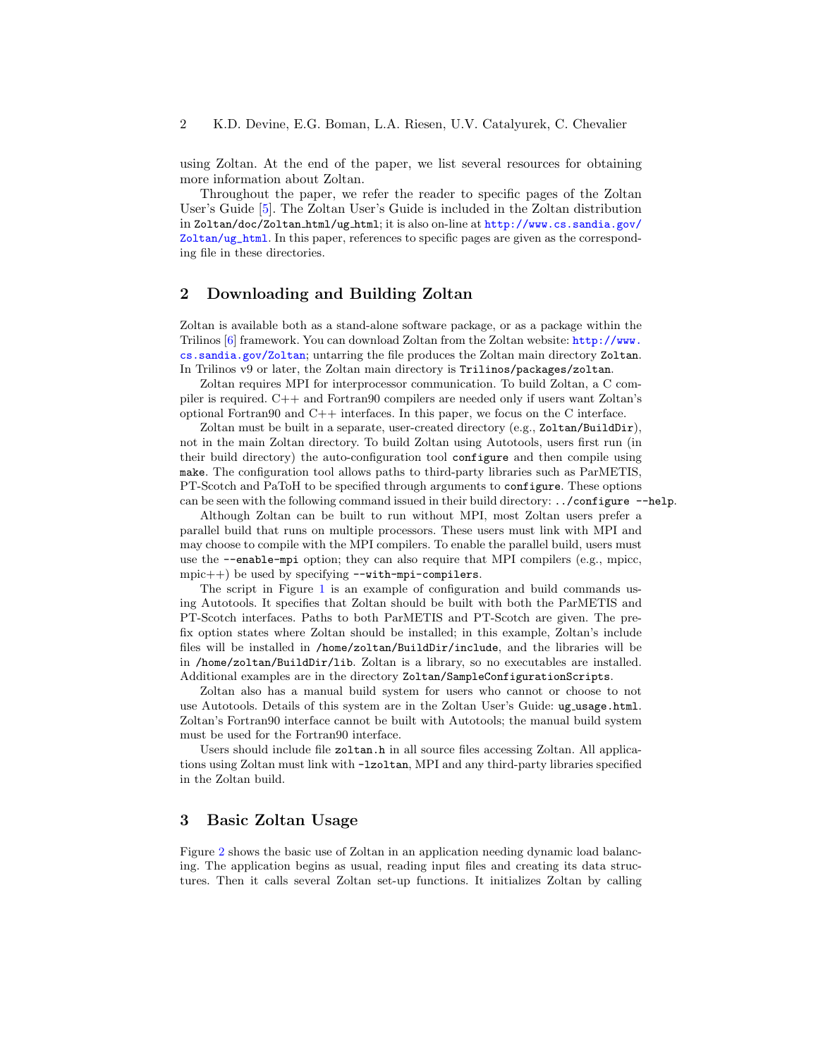using Zoltan. At the end of the paper, we list several resources for obtaining more information about Zoltan.

Throughout the paper, we refer the reader to specific pages of the Zoltan User's Guide [5]. The Zoltan User's Guide is included in the Zoltan distribution in `Zoltan/doc/Zoltan_html/ug_html`; it is also on-line at http://www.cs.sandia.gov/Zoltan/ug_html. In this paper, references to specific pages are given as the corresponding file in these directories.

## 2 Downloading and Building Zoltan

Zoltan is available both as a stand-alone software package, or as a package within the Trilinos [6] framework. You can download Zoltan from the Zoltan website: http://www.cs.sandia.gov/Zoltan; untarring the file produces the Zoltan main directory `Zoltan`. In Trilinos v9 or later, the Zoltan main directory is `Trilinos/packages/zoltan`.

Zoltan requires MPI for interprocessor communication. To build Zoltan, a C compiler is required. C++ and Fortran90 compilers are needed only if users want Zoltan's optional Fortran90 and C++ interfaces. In this paper, we focus on the C interface.

Zoltan must be built in a separate, user-created directory (e.g., `Zoltan/BuildDir`), not in the main Zoltan directory. To build Zoltan using Autotools, users first run (in their build directory) the auto-configuration tool `configure` and then compile using `make`. The configuration tool allows paths to third-party libraries such as ParMETIS, PT-Scotch and PaToH to be specified through arguments to `configure`. These options can be seen with the following command issued in their build directory: `../configure --help`.

Although Zoltan can be built to run without MPI, most Zoltan users prefer a parallel build that runs on multiple processors. These users must link with MPI and may choose to compile with the MPI compilers. To enable the parallel build, users must use the `--enable-mpi` option; they can also require that MPI compilers (e.g., mpicc, mpic++) be used by specifying `--with-mpi-compilers`.

The script in Figure 1 is an example of configuration and build commands using Autotools. It specifies that Zoltan should be built with both the ParMETIS and PT-Scotch interfaces. Paths to both ParMETIS and PT-Scotch are given. The prefix option states where Zoltan should be installed; in this example, Zoltan's include files will be installed in `/home/zoltan/BuildDir/include`, and the libraries will be in `/home/zoltan/BuildDir/lib`. Zoltan is a library, so no executables are installed. Additional examples are in the directory `Zoltan/SampleConfigurationScripts`.

Zoltan also has a manual build system for users who cannot or choose to not use Autotools. Details of this system are in the Zoltan User's Guide: `ug_usage.html`. Zoltan's Fortran90 interface cannot be built with Autotools; the manual build system must be used for the Fortran90 interface.

Users should include file `zoltan.h` in all source files accessing Zoltan. All applications using Zoltan must link with `-lzoltan`, MPI and any third-party libraries specified in the Zoltan build.

## 3 Basic Zoltan Usage

Figure 2 shows the basic use of Zoltan in an application needing dynamic load balancing. The application begins as usual, reading input files and creating its data structures. Then it calls several Zoltan set-up functions. It initializes Zoltan by calling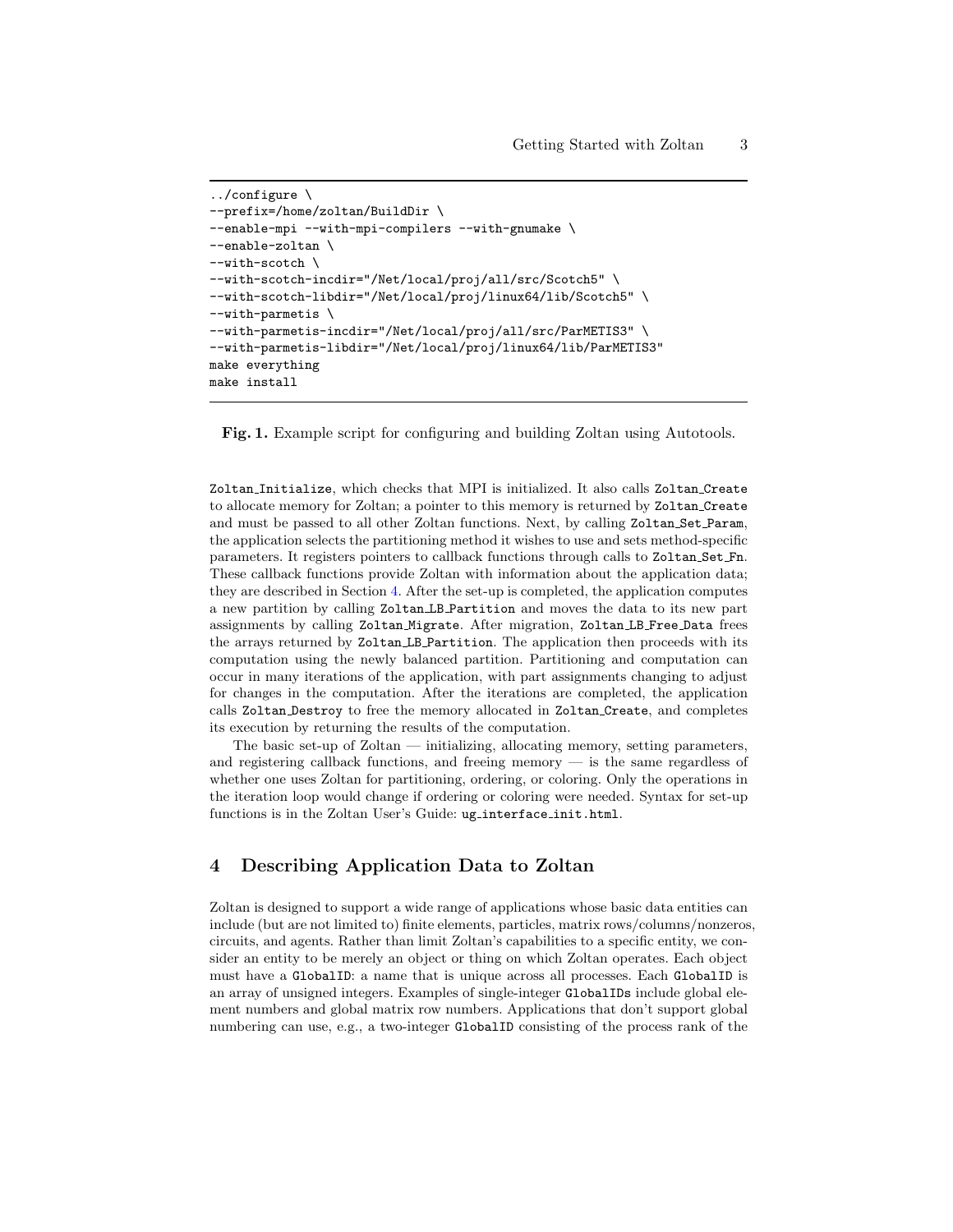```
../configure \
--prefix=/home/zoltan/BuildDir \
--enable-mpi --with-mpi-compilers --with-gnumake \
--enable-zoltan \
--with-scotch \
--with-scotch-incdir="/Net/local/proj/all/src/Scotch5" \
--with-scotch-libdir="/Net/local/proj/linux64/lib/Scotch5" \
--with-parmetis \
--with-parmetis-incdir="/Net/local/proj/all/src/ParMETIS3" \
--with-parmetis-libdir="/Net/local/proj/linux64/lib/ParMETIS3"
make everything
make install
```

**Fig. 1.** Example script for configuring and building Zoltan using Autotools.

`Zoltan_Initialize`, which checks that MPI is initialized. It also calls `Zoltan_Create` to allocate memory for Zoltan; a pointer to this memory is returned by `Zoltan_Create` and must be passed to all other Zoltan functions. Next, by calling `Zoltan_Set_Param`, the application selects the partitioning method it wishes to use and sets method-specific parameters. It registers pointers to callback functions through calls to `Zoltan_Set_Fn`. These callback functions provide Zoltan with information about the application data; they are described in Section 4. After the set-up is completed, the application computes a new partition by calling `Zoltan_LB_Partition` and moves the data to its new part assignments by calling `Zoltan_Migrate`. After migration, `Zoltan_LB_Free_Data` frees the arrays returned by `Zoltan_LB_Partition`. The application then proceeds with its computation using the newly balanced partition. Partitioning and computation can occur in many iterations of the application, with part assignments changing to adjust for changes in the computation. After the iterations are completed, the application calls `Zoltan_Destroy` to free the memory allocated in `Zoltan_Create`, and completes its execution by returning the results of the computation.

The basic set-up of Zoltan — initializing, allocating memory, setting parameters, and registering callback functions, and freeing memory — is the same regardless of whether one uses Zoltan for partitioning, ordering, or coloring. Only the operations in the iteration loop would change if ordering or coloring were needed. Syntax for set-up functions is in the Zoltan User's Guide: `ug_interface_init.html`.

## 4 Describing Application Data to Zoltan

Zoltan is designed to support a wide range of applications whose basic data entities can include (but are not limited to) finite elements, particles, matrix rows/columns/nonzeros, circuits, and agents. Rather than limit Zoltan's capabilities to a specific entity, we consider an entity to be merely an object or thing on which Zoltan operates. Each object must have a `GlobalID`: a name that is unique across all processes. Each `GlobalID` is an array of unsigned integers. Examples of single-integer `GlobalIDs` include global element numbers and global matrix row numbers. Applications that don't support global numbering can use, e.g., a two-integer `GlobalID` consisting of the process rank of the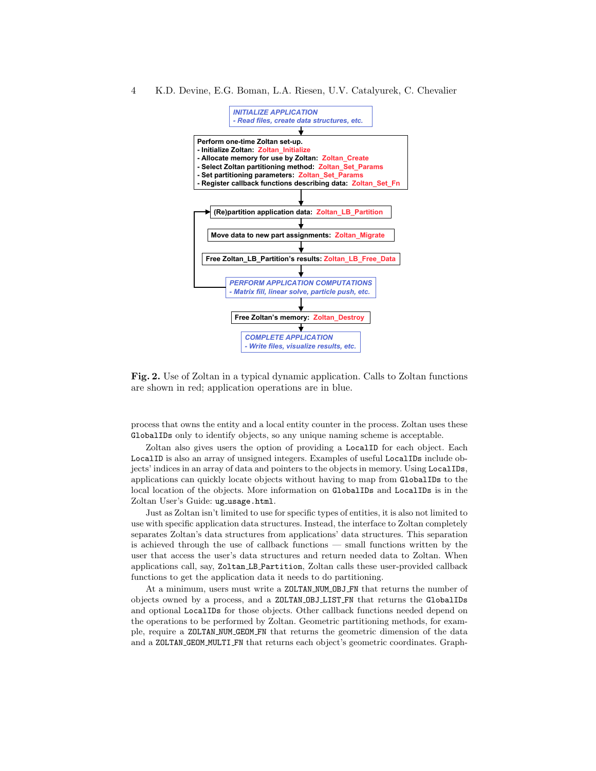INITIALIZE APPLICATION
- Read files, create data structures, etc.

Perform one-time Zoltan set-up.
- Initialize Zoltan: Zoltan_Initialize
- Allocate memory for use by Zoltan: Zoltan_Create
- Select Zoltan partitioning method: Zoltan_Set_Params
- Set partitioning parameters: Zoltan_Set_Params
- Register callback functions describing data: Zoltan_Set_Fn

(Re)partition application data: Zoltan_LB_Partition

Move data to new part assignments: Zoltan_Migrate

Free Zoltan_LB_Partition's results: Zoltan_LB_Free_Data

PERFORM APPLICATION COMPUTATIONS
- Matrix fill, linear solve, particle push, etc.

Free Zoltan's memory: Zoltan_Destroy

COMPLETE APPLICATION
- Write files, visualize results, etc.

**Fig. 2.** Use of Zoltan in a typical dynamic application. Calls to Zoltan functions are shown in red; application operations are in blue.

process that owns the entity and a local entity counter in the process. Zoltan uses these `GlobalIDs` only to identify objects, so any unique naming scheme is acceptable.

Zoltan also gives users the option of providing a `LocalID` for each object. Each `LocalID` is also an array of unsigned integers. Examples of useful `LocalIDs` include objects' indices in an array of data and pointers to the objects in memory. Using `LocalIDs`, applications can quickly locate objects without having to map from `GlobalIDs` to the local location of the objects. More information on `GlobalIDs` and `LocalIDs` is in the Zoltan User's Guide: `ug_usage.html`.

Just as Zoltan isn't limited to use for specific types of entities, it is also not limited to use with specific application data structures. Instead, the interface to Zoltan completely separates Zoltan's data structures from applications' data structures. This separation is achieved through the use of callback functions — small functions written by the user that access the user's data structures and return needed data to Zoltan. When applications call, say, `Zoltan_LB_Partition`, Zoltan calls these user-provided callback functions to get the application data it needs to do partitioning.

At a minimum, users must write a `ZOLTAN_NUM_OBJ_FN` that returns the number of objects owned by a process, and a `ZOLTAN_OBJ_LIST_FN` that returns the `GlobalIDs` and optional `LocalIDs` for those objects. Other callback functions needed depend on the operations to be performed by Zoltan. Geometric partitioning methods, for example, require a `ZOLTAN_NUM_GEOM_FN` that returns the geometric dimension of the data and a `ZOLTAN_GEOM_MULTI_FN` that returns each object's geometric coordinates. Graph-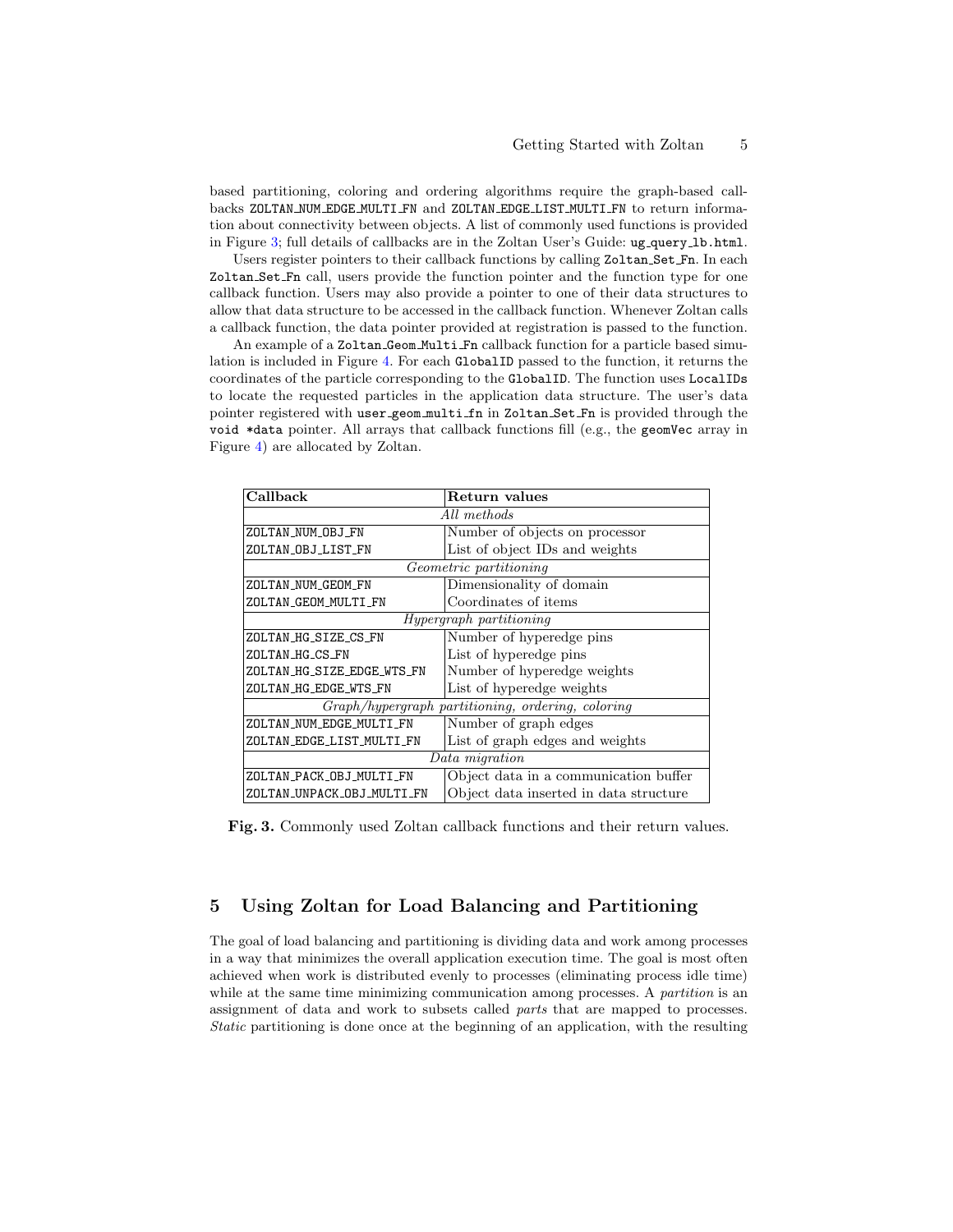based partitioning, coloring and ordering algorithms require the graph-based callbacks `ZOLTAN_NUM_EDGE_MULTI_FN` and `ZOLTAN_EDGE_LIST_MULTI_FN` to return information about connectivity between objects. A list of commonly used functions is provided in Figure 3; full details of callbacks are in the Zoltan User's Guide: `ug_query_lb.html`.

Users register pointers to their callback functions by calling `Zoltan_Set_Fn`. In each `Zoltan_Set_Fn` call, users provide the function pointer and the function type for one callback function. Users may also provide a pointer to one of their data structures to allow that data structure to be accessed in the callback function. Whenever Zoltan calls a callback function, the data pointer provided at registration is passed to the function.

An example of a `Zoltan_Geom_Multi_Fn` callback function for a particle based simulation is included in Figure 4. For each `GlobalID` passed to the function, it returns the coordinates of the particle corresponding to the `GlobalID`. The function uses `LocalIDs` to locate the requested particles in the application data structure. The user's data pointer registered with `user_geom_multi_fn` in `Zoltan_Set_Fn` is provided through the `void *data` pointer. All arrays that callback functions fill (e.g., the `geomVec` array in Figure 4) are allocated by Zoltan.

| **Callback** | **Return values** |
|---|---|
| *All methods* | |
| `ZOLTAN_NUM_OBJ_FN` | Number of objects on processor |
| `ZOLTAN_OBJ_LIST_FN` | List of object IDs and weights |
| *Geometric partitioning* | |
| `ZOLTAN_NUM_GEOM_FN` | Dimensionality of domain |
| `ZOLTAN_GEOM_MULTI_FN` | Coordinates of items |
| *Hypergraph partitioning* | |
| `ZOLTAN_HG_SIZE_CS_FN` | Number of hyperedge pins |
| `ZOLTAN_HG_CS_FN` | List of hyperedge pins |
| `ZOLTAN_HG_SIZE_EDGE_WTS_FN` | Number of hyperedge weights |
| `ZOLTAN_HG_EDGE_WTS_FN` | List of hyperedge weights |
| *Graph/hypergraph partitioning, ordering, coloring* | |
| `ZOLTAN_NUM_EDGE_MULTI_FN` | Number of graph edges |
| `ZOLTAN_EDGE_LIST_MULTI_FN` | List of graph edges and weights |
| *Data migration* | |
| `ZOLTAN_PACK_OBJ_MULTI_FN` | Object data in a communication buffer |
| `ZOLTAN_UNPACK_OBJ_MULTI_FN` | Object data inserted in data structure |

**Fig. 3.** Commonly used Zoltan callback functions and their return values.

## 5 Using Zoltan for Load Balancing and Partitioning

The goal of load balancing and partitioning is dividing data and work among processes in a way that minimizes the overall application execution time. The goal is most often achieved when work is distributed evenly to processes (eliminating process idle time) while at the same time minimizing communication among processes. A *partition* is an assignment of data and work to subsets called *parts* that are mapped to processes. *Static* partitioning is done once at the beginning of an application, with the resulting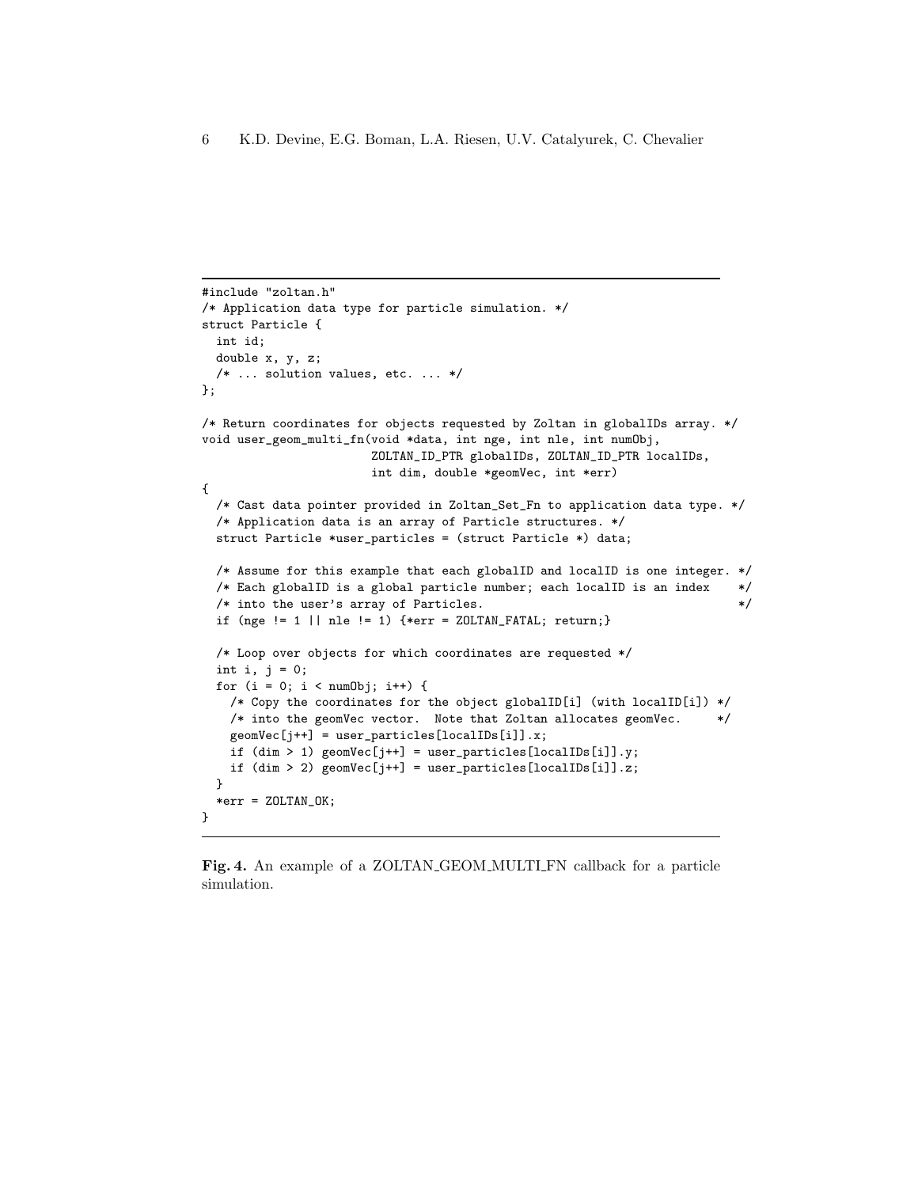```
#include "zoltan.h"
/* Application data type for particle simulation. */
struct Particle {
  int id;
  double x, y, z;
  /* ... solution values, etc. ... */
};

/* Return coordinates for objects requested by Zoltan in globalIDs array. */
void user_geom_multi_fn(void *data, int nge, int nle, int numObj,
                        ZOLTAN_ID_PTR globalIDs, ZOLTAN_ID_PTR localIDs,
                        int dim, double *geomVec, int *err)
{
  /* Cast data pointer provided in Zoltan_Set_Fn to application data type. */
  /* Application data is an array of Particle structures. */
  struct Particle *user_particles = (struct Particle *) data;

  /* Assume for this example that each globalID and localID is one integer. */
  /* Each globalID is a global particle number; each localID is an index    */
  /* into the user's array of Particles.                                    */
  if (nge != 1 || nle != 1) {*err = ZOLTAN_FATAL; return;}

  /* Loop over objects for which coordinates are requested */
  int i, j = 0;
  for (i = 0; i < numObj; i++) {
    /* Copy the coordinates for the object globalID[i] (with localID[i]) */
    /* into the geomVec vector.  Note that Zoltan allocates geomVec.     */
    geomVec[j++] = user_particles[localIDs[i]].x;
    if (dim > 1) geomVec[j++] = user_particles[localIDs[i]].y;
    if (dim > 2) geomVec[j++] = user_particles[localIDs[i]].z;
  }
  *err = ZOLTAN_OK;
}
```

**Fig. 4.** An example of a ZOLTAN_GEOM_MULTI_FN callback for a particle simulation.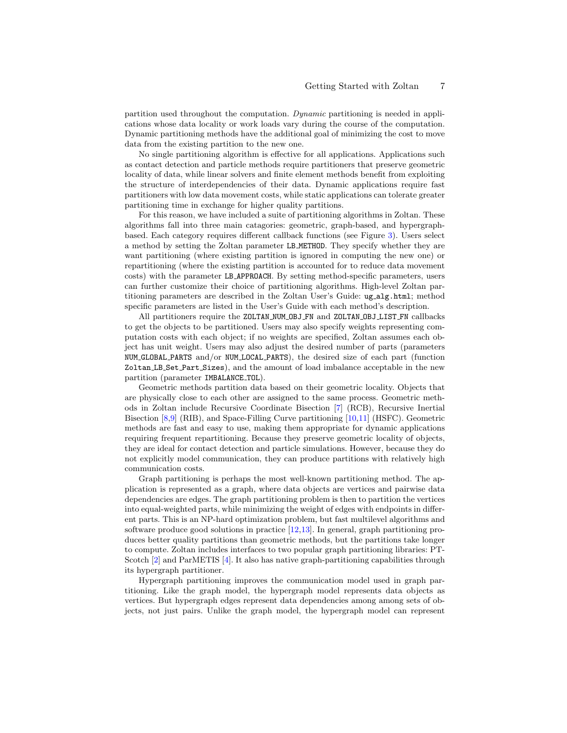partition used throughout the computation. *Dynamic* partitioning is needed in applications whose data locality or work loads vary during the course of the computation. Dynamic partitioning methods have the additional goal of minimizing the cost to move data from the existing partition to the new one.

No single partitioning algorithm is effective for all applications. Applications such as contact detection and particle methods require partitioners that preserve geometric locality of data, while linear solvers and finite element methods benefit from exploiting the structure of interdependencies of their data. Dynamic applications require fast partitioners with low data movement costs, while static applications can tolerate greater partitioning time in exchange for higher quality partitions.

For this reason, we have included a suite of partitioning algorithms in Zoltan. These algorithms fall into three main catagories: geometric, graph-based, and hypergraph-based. Each category requires different callback functions (see Figure 3). Users select a method by setting the Zoltan parameter `LB_METHOD`. They specify whether they are want partitioning (where existing partition is ignored in computing the new one) or repartitioning (where the existing partition is accounted for to reduce data movement costs) with the parameter `LB_APPROACH`. By setting method-specific parameters, users can further customize their choice of partitioning algorithms. High-level Zoltan partitioning parameters are described in the Zoltan User's Guide: `ug_alg.html`; method specific parameters are listed in the User's Guide with each method's description.

All partitioners require the `ZOLTAN_NUM_OBJ_FN` and `ZOLTAN_OBJ_LIST_FN` callbacks to get the objects to be partitioned. Users may also specify weights representing computation costs with each object; if no weights are specified, Zoltan assumes each object has unit weight. Users may also adjust the desired number of parts (parameters `NUM_GLOBAL_PARTS` and/or `NUM_LOCAL_PARTS`), the desired size of each part (function `Zoltan_LB_Set_Part_Sizes`), and the amount of load imbalance acceptable in the new partition (parameter `IMBALANCE_TOL`).

Geometric methods partition data based on their geometric locality. Objects that are physically close to each other are assigned to the same process. Geometric methods in Zoltan include Recursive Coordinate Bisection [7] (RCB), Recursive Inertial Bisection [8,9] (RIB), and Space-Filling Curve partitioning [10,11] (HSFC). Geometric methods are fast and easy to use, making them appropriate for dynamic applications requiring frequent repartitioning. Because they preserve geometric locality of objects, they are ideal for contact detection and particle simulations. However, because they do not explicitly model communication, they can produce partitions with relatively high communication costs.

Graph partitioning is perhaps the most well-known partitioning method. The application is represented as a graph, where data objects are vertices and pairwise data dependencies are edges. The graph partitioning problem is then to partition the vertices into equal-weighted parts, while minimizing the weight of edges with endpoints in different parts. This is an NP-hard optimization problem, but fast multilevel algorithms and software produce good solutions in practice [12,13]. In general, graph partitioning produces better quality partitions than geometric methods, but the partitions take longer to compute. Zoltan includes interfaces to two popular graph partitioning libraries: PT-Scotch [2] and ParMETIS [4]. It also has native graph-partitioning capabilities through its hypergraph partitioner.

Hypergraph partitioning improves the communication model used in graph partitioning. Like the graph model, the hypergraph model represents data objects as vertices. But hypergraph edges represent data dependencies among among sets of objects, not just pairs. Unlike the graph model, the hypergraph model can represent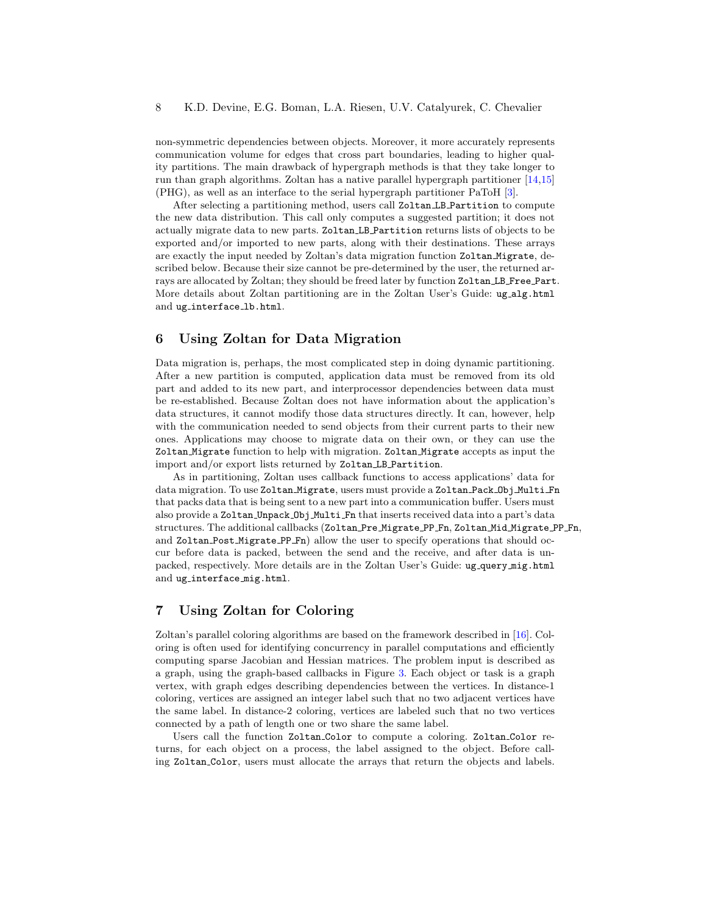non-symmetric dependencies between objects. Moreover, it more accurately represents communication volume for edges that cross part boundaries, leading to higher quality partitions. The main drawback of hypergraph methods is that they take longer to run than graph algorithms. Zoltan has a native parallel hypergraph partitioner [14,15] (PHG), as well as an interface to the serial hypergraph partitioner PaToH [3].

After selecting a partitioning method, users call `Zoltan_LB_Partition` to compute the new data distribution. This call only computes a suggested partition; it does not actually migrate data to new parts. `Zoltan_LB_Partition` returns lists of objects to be exported and/or imported to new parts, along with their destinations. These arrays are exactly the input needed by Zoltan's data migration function `Zoltan_Migrate`, described below. Because their size cannot be pre-determined by the user, the returned arrays are allocated by Zoltan; they should be freed later by function `Zoltan_LB_Free_Part`. More details about Zoltan partitioning are in the Zoltan User's Guide: `ug_alg.html` and `ug_interface_lb.html`.

## 6 Using Zoltan for Data Migration

Data migration is, perhaps, the most complicated step in doing dynamic partitioning. After a new partition is computed, application data must be removed from its old part and added to its new part, and interprocessor dependencies between data must be re-established. Because Zoltan does not have information about the application's data structures, it cannot modify those data structures directly. It can, however, help with the communication needed to send objects from their current parts to their new ones. Applications may choose to migrate data on their own, or they can use the `Zoltan_Migrate` function to help with migration. `Zoltan_Migrate` accepts as input the import and/or export lists returned by `Zoltan_LB_Partition`.

As in partitioning, Zoltan uses callback functions to access applications' data for data migration. To use `Zoltan_Migrate`, users must provide a `Zoltan_Pack_Obj_Multi_Fn` that packs data that is being sent to a new part into a communication buffer. Users must also provide a `Zoltan_Unpack_Obj_Multi_Fn` that inserts received data into a part's data structures. The additional callbacks (`Zoltan_Pre_Migrate_PP_Fn`, `Zoltan_Mid_Migrate_PP_Fn`, and `Zoltan_Post_Migrate_PP_Fn`) allow the user to specify operations that should occur before data is packed, between the send and the receive, and after data is unpacked, respectively. More details are in the Zoltan User's Guide: `ug_query_mig.html` and `ug_interface_mig.html`.

## 7 Using Zoltan for Coloring

Zoltan's parallel coloring algorithms are based on the framework described in [16]. Coloring is often used for identifying concurrency in parallel computations and efficiently computing sparse Jacobian and Hessian matrices. The problem input is described as a graph, using the graph-based callbacks in Figure 3. Each object or task is a graph vertex, with graph edges describing dependencies between the vertices. In distance-1 coloring, vertices are assigned an integer label such that no two adjacent vertices have the same label. In distance-2 coloring, vertices are labeled such that no two vertices connected by a path of length one or two share the same label.

Users call the function `Zoltan_Color` to compute a coloring. `Zoltan_Color` returns, for each object on a process, the label assigned to the object. Before calling `Zoltan_Color`, users must allocate the arrays that return the objects and labels.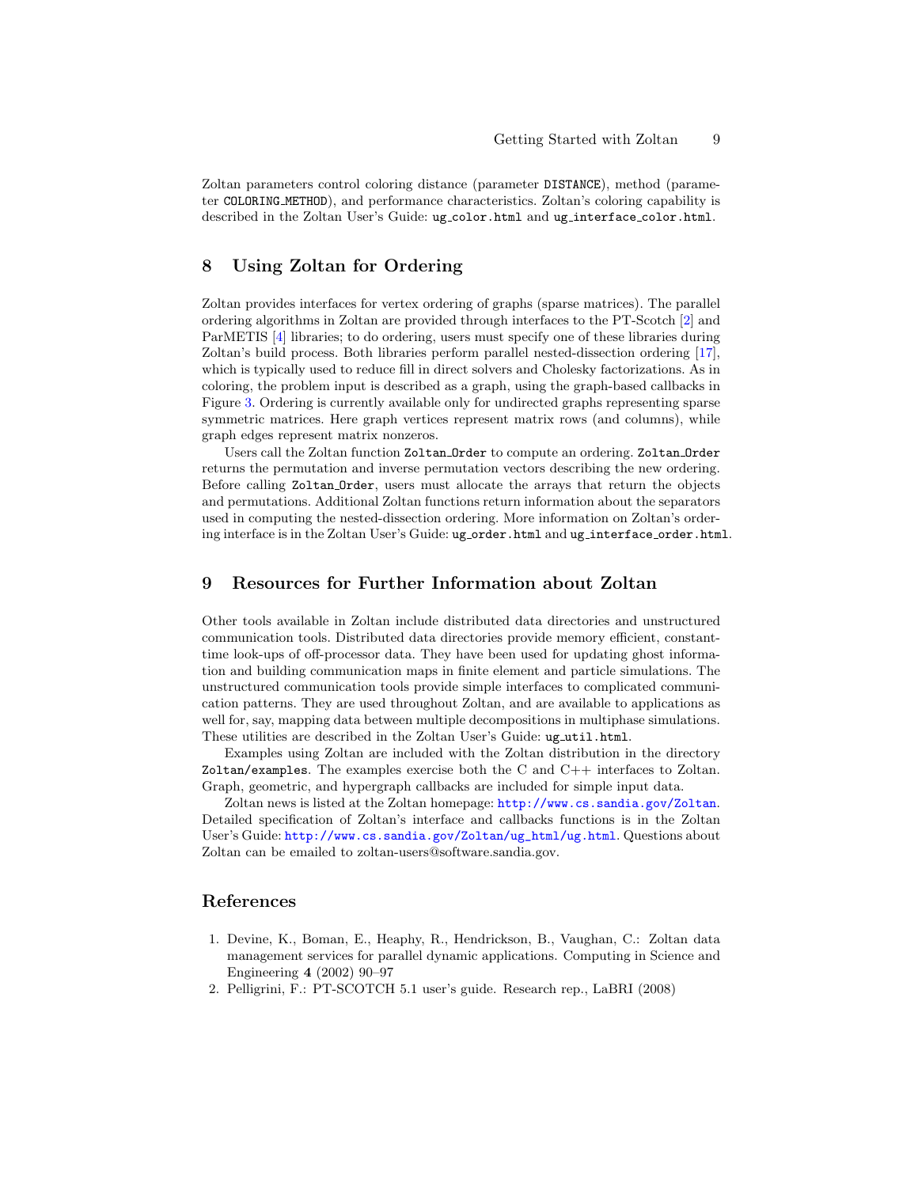Zoltan parameters control coloring distance (parameter DISTANCE), method (parameter COLORING_METHOD), and performance characteristics. Zoltan's coloring capability is described in the Zoltan User's Guide: ug_color.html and ug_interface_color.html.

## 8 Using Zoltan for Ordering

Zoltan provides interfaces for vertex ordering of graphs (sparse matrices). The parallel ordering algorithms in Zoltan are provided through interfaces to the PT-Scotch [2] and ParMETIS [4] libraries; to do ordering, users must specify one of these libraries during Zoltan's build process. Both libraries perform parallel nested-dissection ordering [17], which is typically used to reduce fill in direct solvers and Cholesky factorizations. As in coloring, the problem input is described as a graph, using the graph-based callbacks in Figure 3. Ordering is currently available only for undirected graphs representing sparse symmetric matrices. Here graph vertices represent matrix rows (and columns), while graph edges represent matrix nonzeros.

Users call the Zoltan function Zoltan_Order to compute an ordering. Zoltan_Order returns the permutation and inverse permutation vectors describing the new ordering. Before calling Zoltan_Order, users must allocate the arrays that return the objects and permutations. Additional Zoltan functions return information about the separators used in computing the nested-dissection ordering. More information on Zoltan's ordering interface is in the Zoltan User's Guide: ug_order.html and ug_interface_order.html.

## 9 Resources for Further Information about Zoltan

Other tools available in Zoltan include distributed data directories and unstructured communication tools. Distributed data directories provide memory efficient, constant-time look-ups of off-processor data. They have been used for updating ghost information and building communication maps in finite element and particle simulations. The unstructured communication tools provide simple interfaces to complicated communication patterns. They are used throughout Zoltan, and are available to applications as well for, say, mapping data between multiple decompositions in multiphase simulations. These utilities are described in the Zoltan User's Guide: ug_util.html.

Examples using Zoltan are included with the Zoltan distribution in the directory Zoltan/examples. The examples exercise both the C and C++ interfaces to Zoltan. Graph, geometric, and hypergraph callbacks are included for simple input data.

Zoltan news is listed at the Zoltan homepage: http://www.cs.sandia.gov/Zoltan. Detailed specification of Zoltan's interface and callbacks functions is in the Zoltan User's Guide: http://www.cs.sandia.gov/Zoltan/ug_html/ug.html. Questions about Zoltan can be emailed to zoltan-users@software.sandia.gov.

## References

1. Devine, K., Boman, E., Heaphy, R., Hendrickson, B., Vaughan, C.: Zoltan data management services for parallel dynamic applications. Computing in Science and Engineering **4** (2002) 90–97
2. Pelligrini, F.: PT-SCOTCH 5.1 user's guide. Research rep., LaBRI (2008)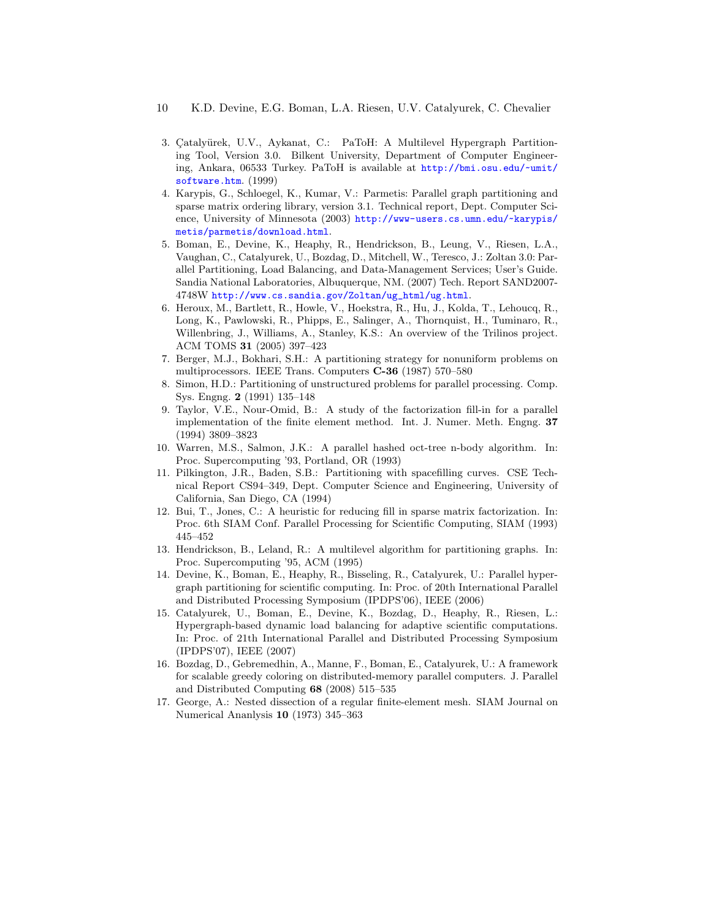3. Çatalyürek, U.V., Aykanat, C.: PaToH: A Multilevel Hypergraph Partitioning Tool, Version 3.0. Bilkent University, Department of Computer Engineering, Ankara, 06533 Turkey. PaToH is available at http://bmi.osu.edu/~umit/software.htm. (1999)
4. Karypis, G., Schloegel, K., Kumar, V.: Parmetis: Parallel graph partitioning and sparse matrix ordering library, version 3.1. Technical report, Dept. Computer Science, University of Minnesota (2003) http://www-users.cs.umn.edu/~karypis/metis/parmetis/download.html.
5. Boman, E., Devine, K., Heaphy, R., Hendrickson, B., Leung, V., Riesen, L.A., Vaughan, C., Catalyurek, U., Bozdag, D., Mitchell, W., Teresco, J.: Zoltan 3.0: Parallel Partitioning, Load Balancing, and Data-Management Services; User's Guide. Sandia National Laboratories, Albuquerque, NM. (2007) Tech. Report SAND2007-4748W http://www.cs.sandia.gov/Zoltan/ug_html/ug.html.
6. Heroux, M., Bartlett, R., Howle, V., Hoekstra, R., Hu, J., Kolda, T., Lehoucq, R., Long, K., Pawlowski, R., Phipps, E., Salinger, A., Thornquist, H., Tuminaro, R., Willenbring, J., Williams, A., Stanley, K.S.: An overview of the Trilinos project. ACM TOMS **31** (2005) 397–423
7. Berger, M.J., Bokhari, S.H.: A partitioning strategy for nonuniform problems on multiprocessors. IEEE Trans. Computers **C-36** (1987) 570–580
8. Simon, H.D.: Partitioning of unstructured problems for parallel processing. Comp. Sys. Engng. **2** (1991) 135–148
9. Taylor, V.E., Nour-Omid, B.: A study of the factorization fill-in for a parallel implementation of the finite element method. Int. J. Numer. Meth. Engng. **37** (1994) 3809–3823
10. Warren, M.S., Salmon, J.K.: A parallel hashed oct-tree n-body algorithm. In: Proc. Supercomputing '93, Portland, OR (1993)
11. Pilkington, J.R., Baden, S.B.: Partitioning with spacefilling curves. CSE Technical Report CS94–349, Dept. Computer Science and Engineering, University of California, San Diego, CA (1994)
12. Bui, T., Jones, C.: A heuristic for reducing fill in sparse matrix factorization. In: Proc. 6th SIAM Conf. Parallel Processing for Scientific Computing, SIAM (1993) 445–452
13. Hendrickson, B., Leland, R.: A multilevel algorithm for partitioning graphs. In: Proc. Supercomputing '95, ACM (1995)
14. Devine, K., Boman, E., Heaphy, R., Bisseling, R., Catalyurek, U.: Parallel hypergraph partitioning for scientific computing. In: Proc. of 20th International Parallel and Distributed Processing Symposium (IPDPS'06), IEEE (2006)
15. Catalyurek, U., Boman, E., Devine, K., Bozdag, D., Heaphy, R., Riesen, L.: Hypergraph-based dynamic load balancing for adaptive scientific computations. In: Proc. of 21th International Parallel and Distributed Processing Symposium (IPDPS'07), IEEE (2007)
16. Bozdag, D., Gebremedhin, A., Manne, F., Boman, E., Catalyurek, U.: A framework for scalable greedy coloring on distributed-memory parallel computers. J. Parallel and Distributed Computing **68** (2008) 515–535
17. George, A.: Nested dissection of a regular finite-element mesh. SIAM Journal on Numerical Ananlysis **10** (1973) 345–363